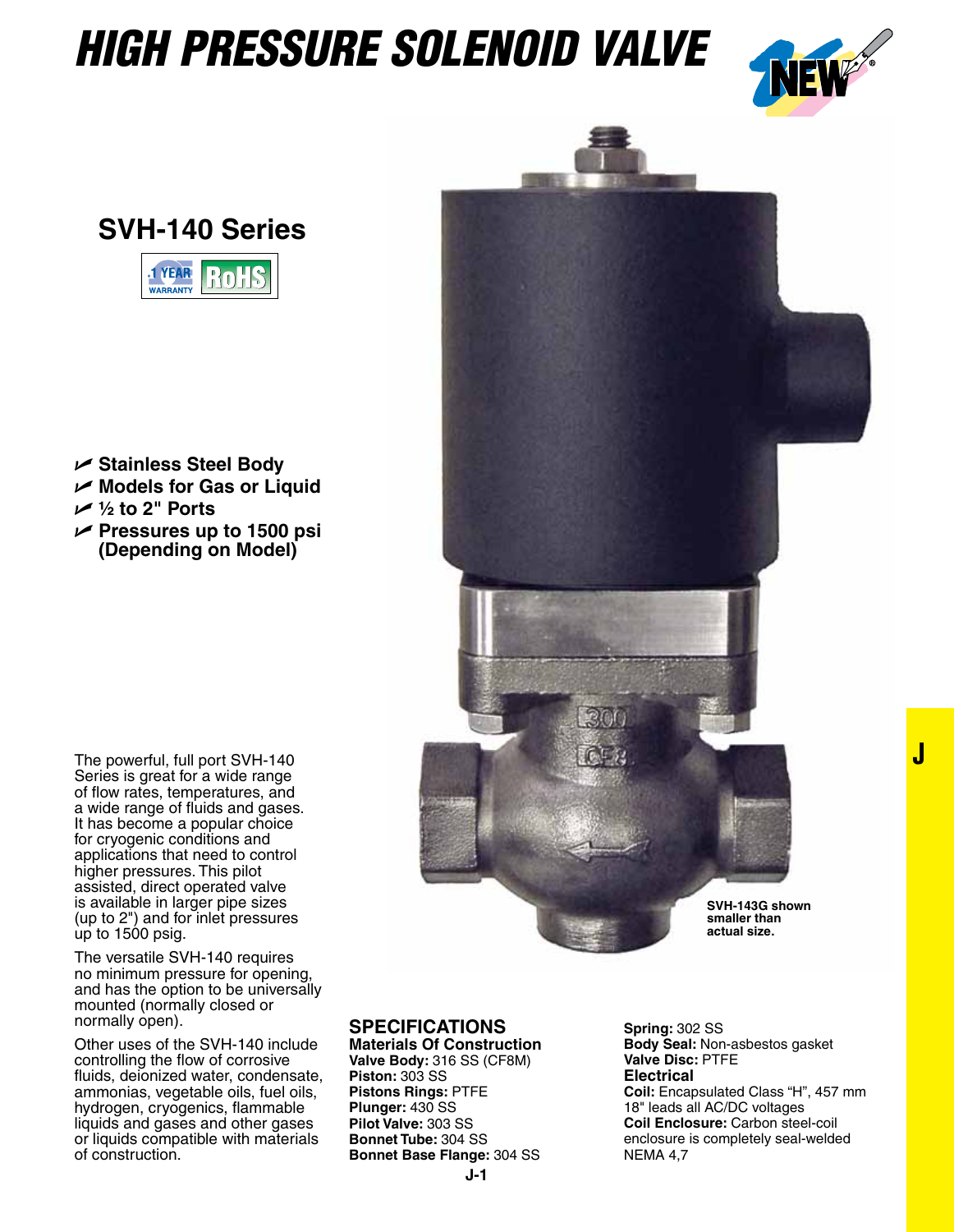# HIGH PRESSURE SOLENOID VALVE

## SVH-140 Series

- Stainless Steel Body
- Models for Gas or Liquid
- ½ to 2" Ports
- Pressures up to 1500 psi (Depending on Model)

The powerful, full port SVH-140 Series is great for a wide range of flow rates, temperatures, and a wide range of fluids and gases. It has become a popular choice for cryogenic conditions and applications that need to control higher pressures. This pilot assisted, direct operated valve is available in larger pipe sizes (up to 2") and for inlet pressures up to 1500 psig.

The versatile SVH-140 requires no minimum pressure for opening, and has the option to be universally mounted (normally closed or normally open).

Other uses of the SVH-140 include controlling the flow of corrosive fluids, deionized water, condensate, ammonias, vegetable oils, fuel oils, hydrogen, cryogenics, flammable liquids and gases and other gases or liquids compatible with materials of construction.

**SVH-143G shown smaller than actual size.**

## SPECIFICATIONS

### Materials Of Construction

**Valve Body:** 316 SS (CF8M)
**Piston:** 303 SS
**Pistons Rings:** PTFE
**Plunger:** 430 SS
**Pilot Valve:** 303 SS
**Bonnet Tube:** 304 SS
**Bonnet Base Flange:** 304 SS
**Spring:** 302 SS
**Body Seal:** Non-asbestos gasket
**Valve Disc:** PTFE

### Electrical

**Coil:** Encapsulated Class "H", 457 mm 18" leads all AC/DC voltages
**Coil Enclosure:** Carbon steel-coil enclosure is completely seal-welded NEMA 4,7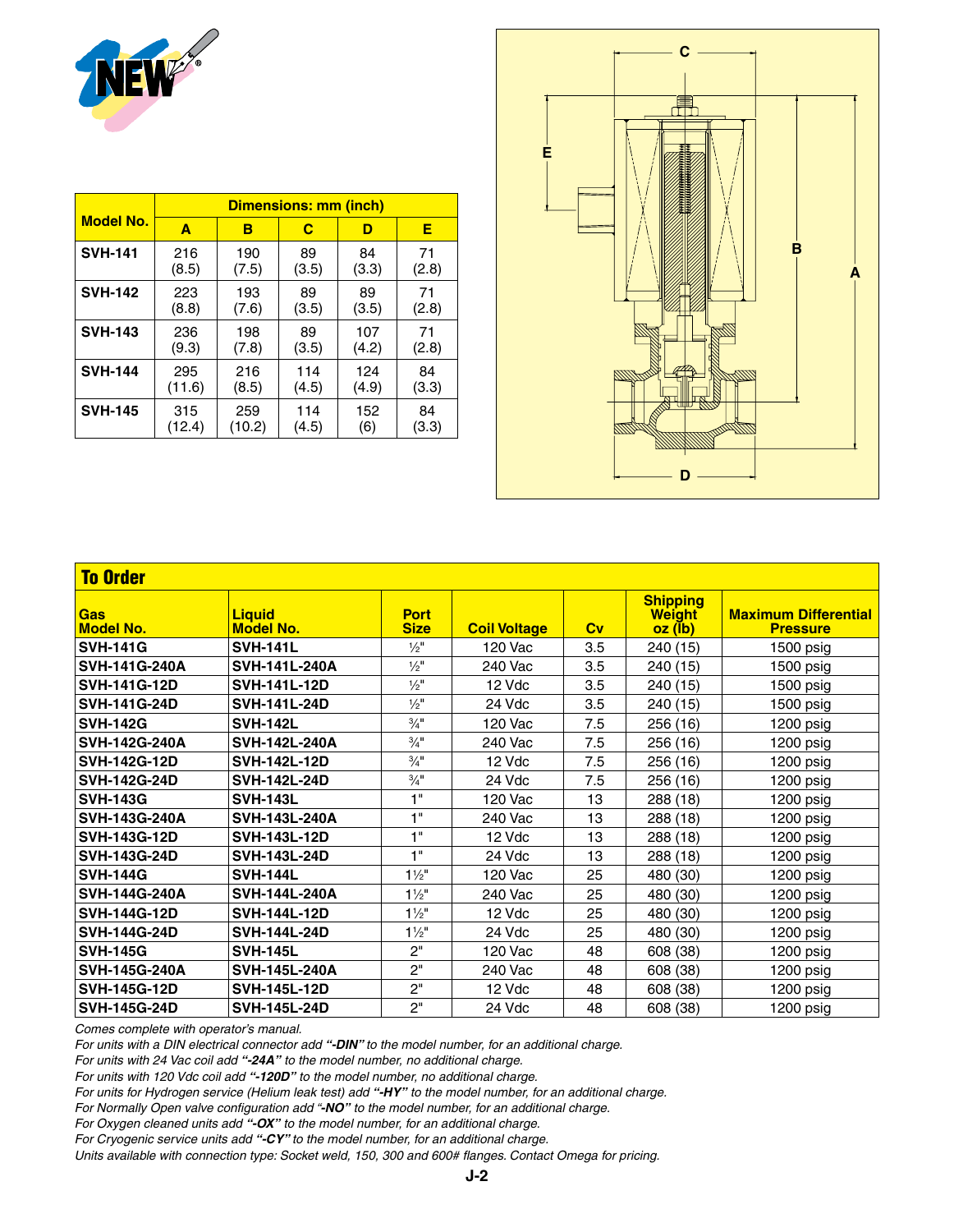| Model No. | Dimensions: mm (inch) | | | | |
|---|---|---|---|---|---|
| | A | B | C | D | E |
| **SVH-141** | 216 (8.5) | 190 (7.5) | 89 (3.5) | 84 (3.3) | 71 (2.8) |
| **SVH-142** | 223 (8.8) | 193 (7.6) | 89 (3.5) | 89 (3.5) | 71 (2.8) |
| **SVH-143** | 236 (9.3) | 198 (7.8) | 89 (3.5) | 107 (4.2) | 71 (2.8) |
| **SVH-144** | 295 (11.6) | 216 (8.5) | 114 (4.5) | 124 (4.9) | 84 (3.3) |
| **SVH-145** | 315 (12.4) | 259 (10.2) | 114 (4.5) | 152 (6) | 84 (3.3) |

C

E

B

A

D

## To Order

| Gas Model No. | Liquid Model No. | Port Size | Coil Voltage | Cv | Shipping Weight oz (lb) | Maximum Differential Pressure |
|---|---|---|---|---|---|---|
| **SVH-141G** | **SVH-141L** | ½" | 120 Vac | 3.5 | 240 (15) | 1500 psig |
| **SVH-141G-240A** | **SVH-141L-240A** | ½" | 240 Vac | 3.5 | 240 (15) | 1500 psig |
| **SVH-141G-12D** | **SVH-141L-12D** | ½" | 12 Vdc | 3.5 | 240 (15) | 1500 psig |
| **SVH-141G-24D** | **SVH-141L-24D** | ½" | 24 Vdc | 3.5 | 240 (15) | 1500 psig |
| **SVH-142G** | **SVH-142L** | ¾" | 120 Vac | 7.5 | 256 (16) | 1200 psig |
| **SVH-142G-240A** | **SVH-142L-240A** | ¾" | 240 Vac | 7.5 | 256 (16) | 1200 psig |
| **SVH-142G-12D** | **SVH-142L-12D** | ¾" | 12 Vdc | 7.5 | 256 (16) | 1200 psig |
| **SVH-142G-24D** | **SVH-142L-24D** | ¾" | 24 Vdc | 7.5 | 256 (16) | 1200 psig |
| **SVH-143G** | **SVH-143L** | 1" | 120 Vac | 13 | 288 (18) | 1200 psig |
| **SVH-143G-240A** | **SVH-143L-240A** | 1" | 240 Vac | 13 | 288 (18) | 1200 psig |
| **SVH-143G-12D** | **SVH-143L-12D** | 1" | 12 Vdc | 13 | 288 (18) | 1200 psig |
| **SVH-143G-24D** | **SVH-143L-24D** | 1" | 24 Vdc | 13 | 288 (18) | 1200 psig |
| **SVH-144G** | **SVH-144L** | 1½" | 120 Vac | 25 | 480 (30) | 1200 psig |
| **SVH-144G-240A** | **SVH-144L-240A** | 1½" | 240 Vac | 25 | 480 (30) | 1200 psig |
| **SVH-144G-12D** | **SVH-144L-12D** | 1½" | 12 Vdc | 25 | 480 (30) | 1200 psig |
| **SVH-144G-24D** | **SVH-144L-24D** | 1½" | 24 Vdc | 25 | 480 (30) | 1200 psig |
| **SVH-145G** | **SVH-145L** | 2" | 120 Vac | 48 | 608 (38) | 1200 psig |
| **SVH-145G-240A** | **SVH-145L-240A** | 2" | 240 Vac | 48 | 608 (38) | 1200 psig |
| **SVH-145G-12D** | **SVH-145L-12D** | 2" | 12 Vdc | 48 | 608 (38) | 1200 psig |
| **SVH-145G-24D** | **SVH-145L-24D** | 2" | 24 Vdc | 48 | 608 (38) | 1200 psig |

*Comes complete with operator's manual.*
*For units with a DIN electrical connector add **"-DIN"** to the model number, for an additional charge.*
*For units with 24 Vac coil add **"-24A"** to the model number, no additional charge.*
*For units with 120 Vdc coil add **"-120D"** to the model number, no additional charge.*
*For units for Hydrogen service (Helium leak test) add **"-HY"** to the model number, for an additional charge.*
*For Normally Open valve configuration add **"-NO"** to the model number, for an additional charge.*
*For Oxygen cleaned units add **"-OX"** to the model number, for an additional charge.*
*For Cryogenic service units add **"-CY"** to the model number, for an additional charge.*
*Units available with connection type: Socket weld, 150, 300 and 600# flanges. Contact Omega for pricing.*